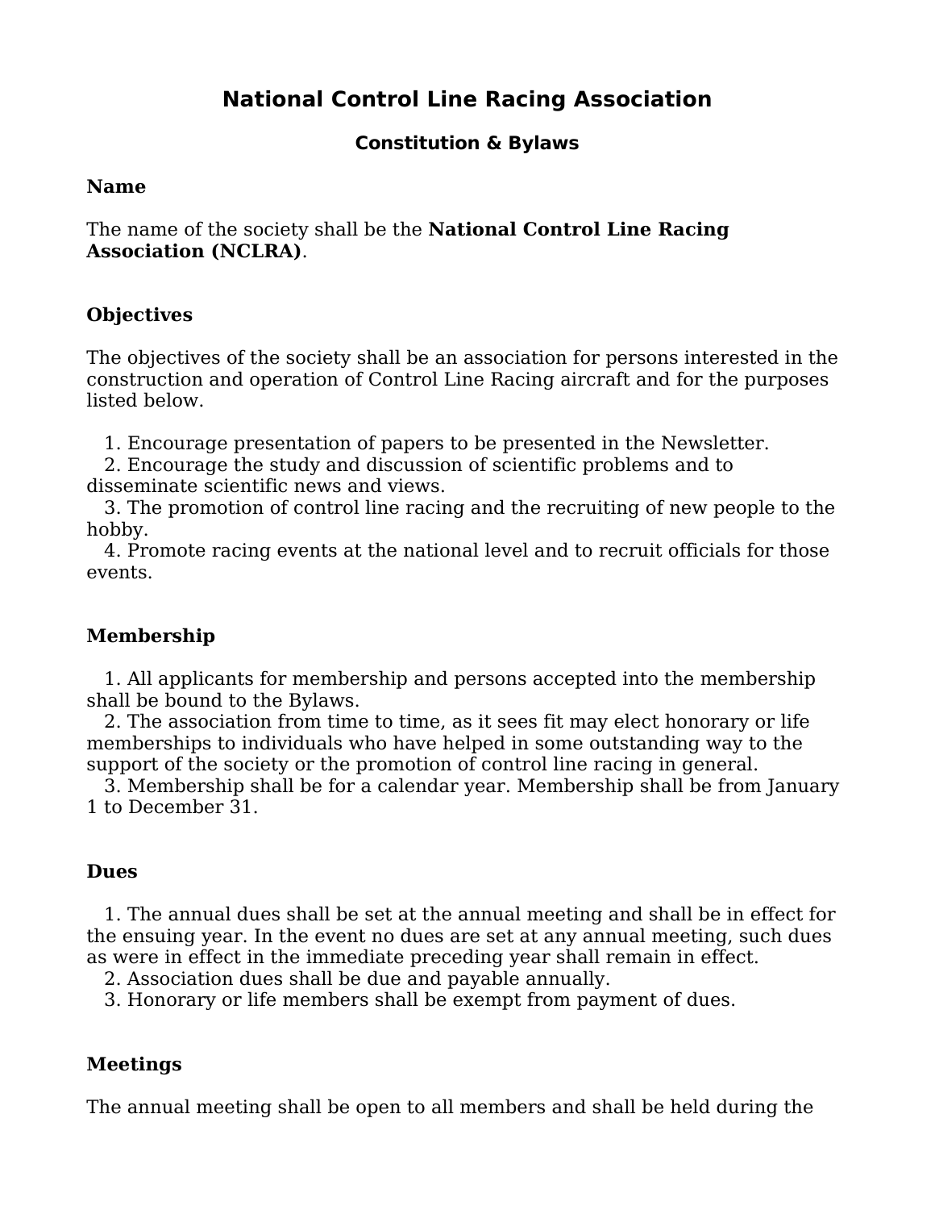# National Control Line Racing Association

## Constitution & Bylaws

### Name

The name of the society shall be the **National Control Line Racing Association (NCLRA)**.

### Objectives

The objectives of the society shall be an association for persons interested in the construction and operation of Control Line Racing aircraft and for the purposes listed below.

1. Encourage presentation of papers to be presented in the Newsletter.
2. Encourage the study and discussion of scientific problems and to disseminate scientific news and views.
3. The promotion of control line racing and the recruiting of new people to the hobby.
4. Promote racing events at the national level and to recruit officials for those events.

### Membership

1. All applicants for membership and persons accepted into the membership shall be bound to the Bylaws.
2. The association from time to time, as it sees fit may elect honorary or life memberships to individuals who have helped in some outstanding way to the support of the society or the promotion of control line racing in general.
3. Membership shall be for a calendar year. Membership shall be from January 1 to December 31.

### Dues

1. The annual dues shall be set at the annual meeting and shall be in effect for the ensuing year. In the event no dues are set at any annual meeting, such dues as were in effect in the immediate preceding year shall remain in effect.
2. Association dues shall be due and payable annually.
3. Honorary or life members shall be exempt from payment of dues.

### Meetings

The annual meeting shall be open to all members and shall be held during the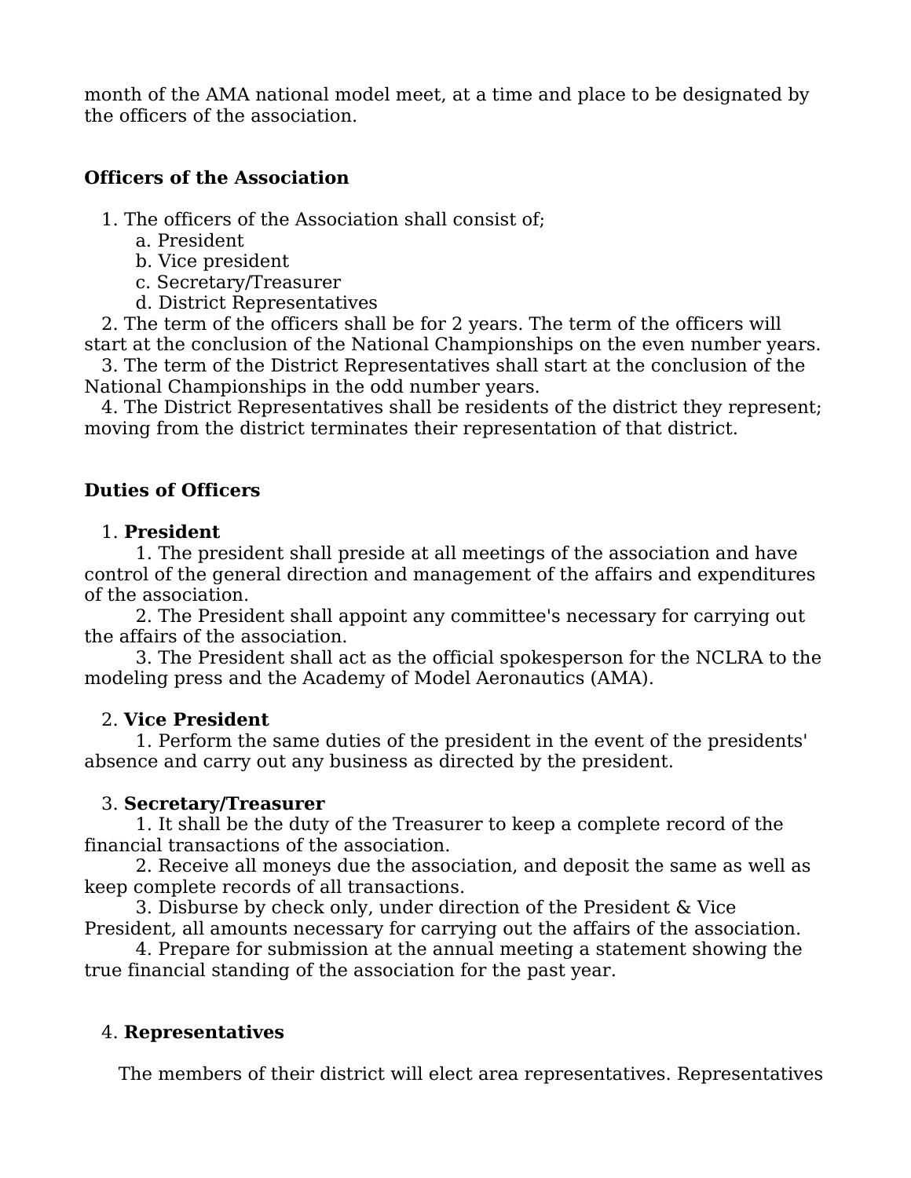month of the AMA national model meet, at a time and place to be designated by the officers of the association.

**Officers of the Association**

1. The officers of the Association shall consist of;
    a. President
    b. Vice president
    c. Secretary/Treasurer
    d. District Representatives
2. The term of the officers shall be for 2 years. The term of the officers will start at the conclusion of the National Championships on the even number years.
3. The term of the District Representatives shall start at the conclusion of the National Championships in the odd number years.
4. The District Representatives shall be residents of the district they represent; moving from the district terminates their representation of that district.

**Duties of Officers**

1. **President**
    1. The president shall preside at all meetings of the association and have control of the general direction and management of the affairs and expenditures of the association.
    2. The President shall appoint any committee's necessary for carrying out the affairs of the association.
    3. The President shall act as the official spokesperson for the NCLRA to the modeling press and the Academy of Model Aeronautics (AMA).

2. **Vice President**
    1. Perform the same duties of the president in the event of the presidents' absence and carry out any business as directed by the president.

3. **Secretary/Treasurer**
    1. It shall be the duty of the Treasurer to keep a complete record of the financial transactions of the association.
    2. Receive all moneys due the association, and deposit the same as well as keep complete records of all transactions.
    3. Disburse by check only, under direction of the President & Vice President, all amounts necessary for carrying out the affairs of the association.
    4. Prepare for submission at the annual meeting a statement showing the true financial standing of the association for the past year.

4. **Representatives**

The members of their district will elect area representatives. Representatives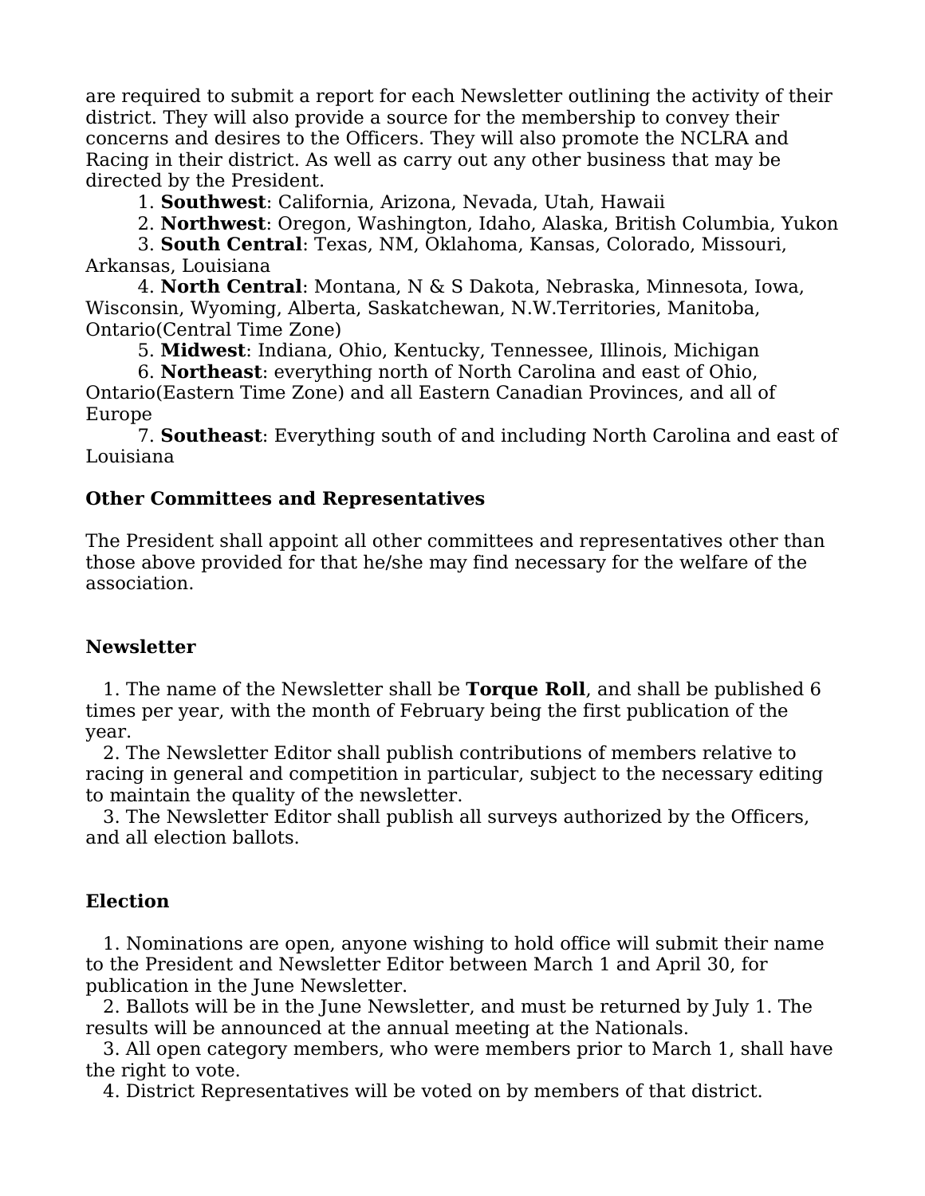are required to submit a report for each Newsletter outlining the activity of their district. They will also provide a source for the membership to convey their concerns and desires to the Officers. They will also promote the NCLRA and Racing in their district. As well as carry out any other business that may be directed by the President.

1. **Southwest**: California, Arizona, Nevada, Utah, Hawaii
2. **Northwest**: Oregon, Washington, Idaho, Alaska, British Columbia, Yukon
3. **South Central**: Texas, NM, Oklahoma, Kansas, Colorado, Missouri, Arkansas, Louisiana
4. **North Central**: Montana, N & S Dakota, Nebraska, Minnesota, Iowa, Wisconsin, Wyoming, Alberta, Saskatchewan, N.W.Territories, Manitoba, Ontario(Central Time Zone)
5. **Midwest**: Indiana, Ohio, Kentucky, Tennessee, Illinois, Michigan
6. **Northeast**: everything north of North Carolina and east of Ohio, Ontario(Eastern Time Zone) and all Eastern Canadian Provinces, and all of Europe
7. **Southeast**: Everything south of and including North Carolina and east of Louisiana

**Other Committees and Representatives**

The President shall appoint all other committees and representatives other than those above provided for that he/she may find necessary for the welfare of the association.

**Newsletter**

1. The name of the Newsletter shall be **Torque Roll**, and shall be published 6 times per year, with the month of February being the first publication of the year.
2. The Newsletter Editor shall publish contributions of members relative to racing in general and competition in particular, subject to the necessary editing to maintain the quality of the newsletter.
3. The Newsletter Editor shall publish all surveys authorized by the Officers, and all election ballots.

**Election**

1. Nominations are open, anyone wishing to hold office will submit their name to the President and Newsletter Editor between March 1 and April 30, for publication in the June Newsletter.
2. Ballots will be in the June Newsletter, and must be returned by July 1. The results will be announced at the annual meeting at the Nationals.
3. All open category members, who were members prior to March 1, shall have the right to vote.
4. District Representatives will be voted on by members of that district.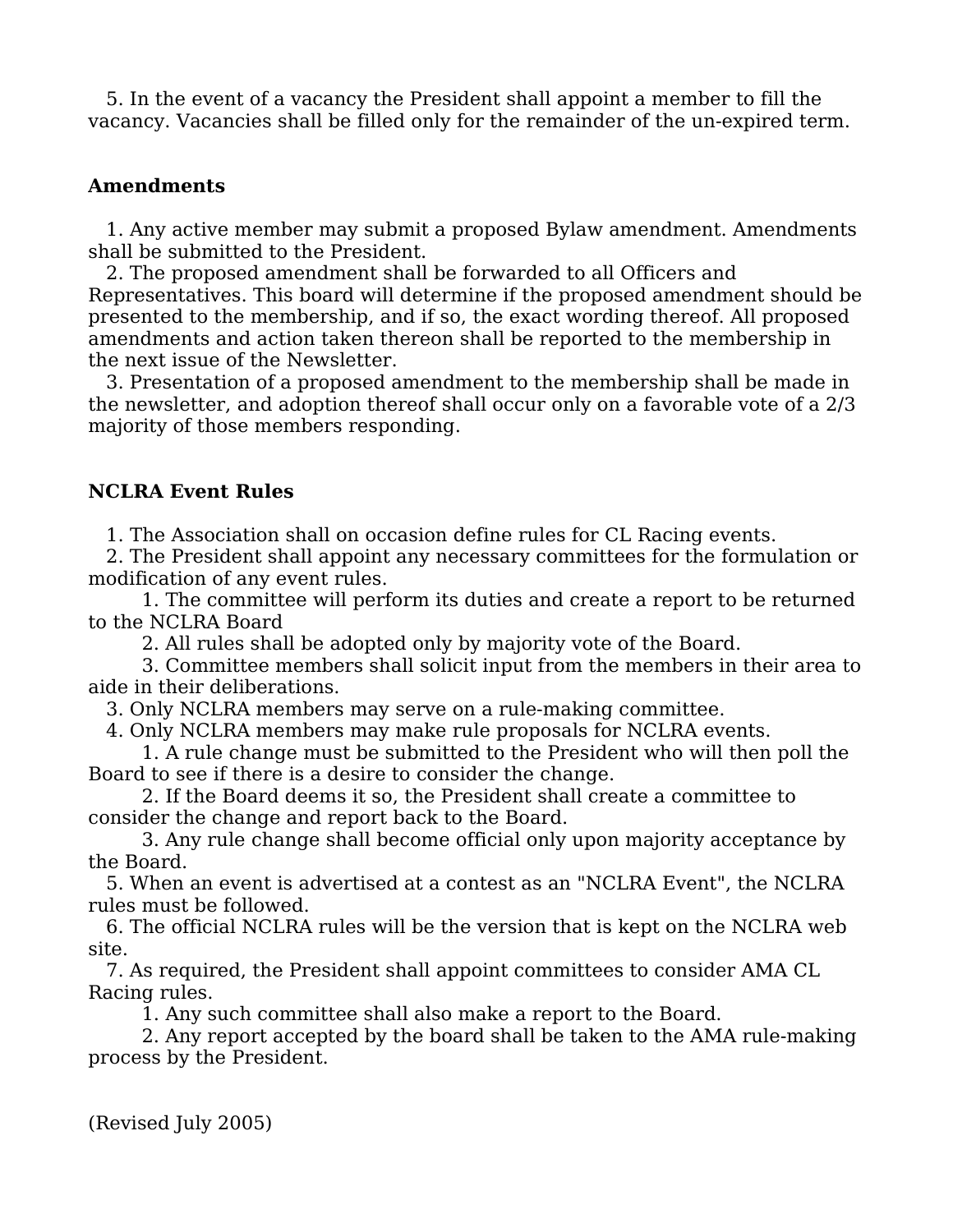5. In the event of a vacancy the President shall appoint a member to fill the vacancy. Vacancies shall be filled only for the remainder of the un-expired term.

**Amendments**

1. Any active member may submit a proposed Bylaw amendment. Amendments shall be submitted to the President.
2. The proposed amendment shall be forwarded to all Officers and Representatives. This board will determine if the proposed amendment should be presented to the membership, and if so, the exact wording thereof. All proposed amendments and action taken thereon shall be reported to the membership in the next issue of the Newsletter.
3. Presentation of a proposed amendment to the membership shall be made in the newsletter, and adoption thereof shall occur only on a favorable vote of a 2/3 majority of those members responding.

**NCLRA Event Rules**

1. The Association shall on occasion define rules for CL Racing events.
2. The President shall appoint any necessary committees for the formulation or modification of any event rules.
    1. The committee will perform its duties and create a report to be returned to the NCLRA Board
    2. All rules shall be adopted only by majority vote of the Board.
    3. Committee members shall solicit input from the members in their area to aide in their deliberations.
3. Only NCLRA members may serve on a rule-making committee.
4. Only NCLRA members may make rule proposals for NCLRA events.
    1. A rule change must be submitted to the President who will then poll the Board to see if there is a desire to consider the change.
    2. If the Board deems it so, the President shall create a committee to consider the change and report back to the Board.
    3. Any rule change shall become official only upon majority acceptance by the Board.
5. When an event is advertised at a contest as an "NCLRA Event", the NCLRA rules must be followed.
6. The official NCLRA rules will be the version that is kept on the NCLRA web site.
7. As required, the President shall appoint committees to consider AMA CL Racing rules.
    1. Any such committee shall also make a report to the Board.
    2. Any report accepted by the board shall be taken to the AMA rule-making process by the President.

(Revised July 2005)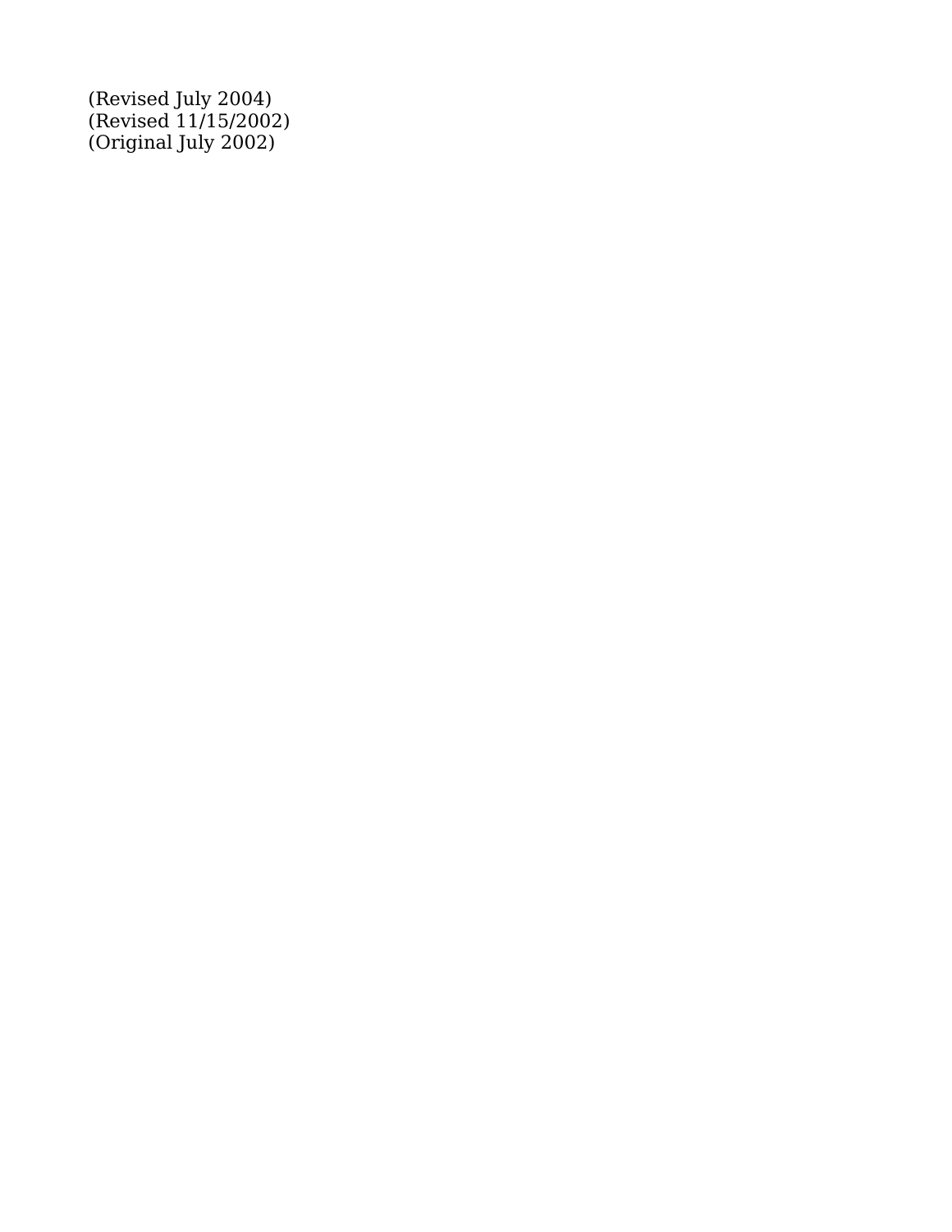(Revised July 2004)
(Revised 11/15/2002)
(Original July 2002)